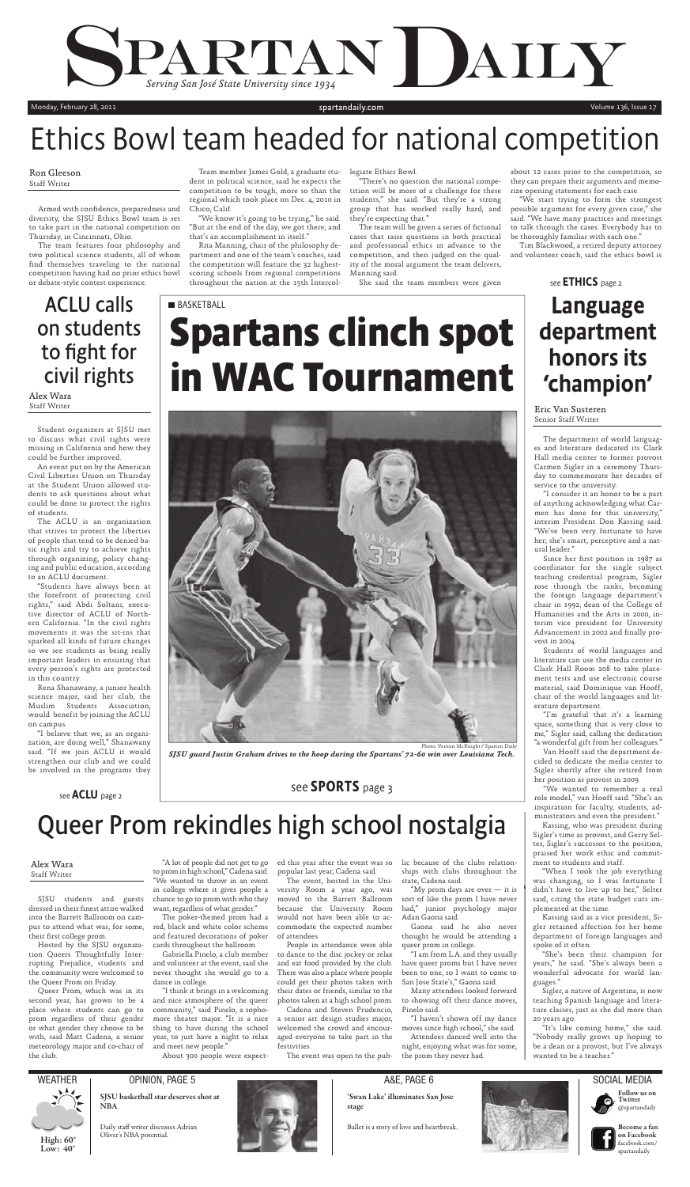# SPARTAN DAILY

*Serving San José State University since 1934*

Monday, February 28, 2011 — spartandaily.com — Volume 136, Issue 17

# Ethics Bowl team headed for national competition

Ron Gleeson
Staff Writer

Armed with confidence, preparedness and diversity, the SJSU Ethics Bowl team is set to take part in the national competition on Thursday, in Cincinnati, Ohio.

The team features four philosophy and two political science students, all of whom find themselves traveling to the national competition having had no prior ethics bowl or debate-style contest experience.

Team member James Gold, a graduate student in political science, said he expects the competition to be tough, more so than the regional which took place on Dec. 4, 2010 in Chico, Calif.

"We know it's going to be trying," he said. "But at the end of the day, we got there, and that's an accomplishment in itself."

Rita Manning, chair of the philosophy department and one of the team's coaches, said the competition will feature the 32 highest-scoring schools from regional competitions throughout the nation at the 15th Intercollegiate Ethics Bowl.

"There's no question the national competition will be more of a challenge for these students," she said. "But they're a strong group that has worked really hard, and they're expecting that."

The team will be given a series of fictional cases that raise questions in both practical and professional ethics in advance to the competition, and then judged on the quality of the moral argument the team delivers, Manning said.

She said the team members were given about 12 cases prior to the competition, so they can prepare their arguments and memorize opening statements for each case.

"We start trying to form the strongest possible argument for every given case," she said. "We have many practices and meetings to talk through the cases. Everybody has to be thoroughly familiar with each one."

Tim Blackwood, a retired deputy attorney and volunteer coach, said the ethics bowl is

see **ETHICS** page 2

## ACLU calls on students to fight for civil rights

Alex Wara
Staff Writer

Student organizers at SJSU met to discuss what civil rights were missing in California and how they could be further improved.

An event put on by the American Civil Liberties Union on Thursday at the Student Union allowed students to ask questions about what could be done to protect the rights of students.

The ACLU is an organization that strives to protect the liberties of people that tend to be denied basic rights and try to achieve rights through organizing, policy changing and public education, according to an ACLU document.

"Students have always been at the forefront of protecting civil rights," said Abdi Soltani, executive director of ACLU of Northern California. "In the civil rights movements it was the sit-ins that sparked all kinds of future changes so we see students as being really important leaders in ensuring that every person's rights are protected in this country.

Rena Shanawany, a junior health science major, said her club, the Muslim Students Association, would benefit by joining the ACLU on campus.

"I believe that we, as an organization, are doing well," Shanawany said. "If we join ACLU it would strengthen our club and we could be involved in the programs they

see **ACLU** page 2

BASKETBALL

# Spartans clinch spot in WAC Tournament

Photo: Vernon McKnight / Spartan Daily

*SJSU guard Justin Graham drives to the hoop during the Spartans' 72-60 win over Louisiana Tech.*

see **SPORTS** page 3

## Language department honors its 'champion'

Eric Van Susteren
Senior Staff Writer

The department of world languages and literature dedicated its Clark Hall media center to former provost Carmen Sigler in a ceremony Thursday to commemorate her decades of service to the university.

"I consider it an honor to be a part of anything acknowledging what Carmen has done for this university," interim President Don Kassing said. "We've been very fortunate to have her; she's smart, perceptive and a natural leader."

Since her first position in 1987 as coordinator for the single subject teaching credential program, Sigler rose through the ranks, becoming the foreign language department's chair in 1992, dean of the College of Humanities and the Arts in 2000, interim vice president for University Advancement in 2002 and finally provost in 2004.

Students of world languages and literature can use the media center in Clark Hall Room 208 to take placement tests and use electronic course material, said Dominique van Hooff, chair of the world languages and literature department.

"I'm grateful that it's a learning space, something that is very close to me," Sigler said, calling the dedication "a wonderful gift from her colleagues."

Van Hooff said the department decided to dedicate the media center to Sigler shortly after she retired from her position as provost in 2009.

"We wanted to remember a real role model," van Hooff said. "She's an inspiration for faculty, students, administrators and even the president."

Kassing, who was president during Sigler's time as provost, and Gerry Selter, Sigler's successor to the position, praised her work ethic and commitment to students and staff.

"When I took the job everything was changing, so I was fortunate I didn't have to live up to her," Selter said, citing the state budget cuts implemented at the time.

Kassing said as a vice president, Sigler retained affection for her home department of foreign languages and spoke of it often.

"She's been their champion for years," he said. "She's always been a wonderful advocate for world languages."

Sigler, a native of Argentina, is now teaching Spanish language and literature classes, just as she did more than 20 years ago.

"It's like coming home," she said. "Nobody really grows up hoping to be a dean or a provost, but I've always wanted to be a teacher."

# Queer Prom rekindles high school nostalgia

Alex Wara
Staff Writer

SJSU students and guests dressed in their finest attire walked into the Barrett Ballroom on campus to attend what was, for some, their first college prom.

Hosted by the SJSU organization Queers Thoughtfully Interrupting Prejudice, students and the community were welcomed to the Queer Prom on Friday.

Queer Prom, which was in its second year, has grown to be a place where students can go to prom regardless of their gender or what gender they choose to be with, said Matt Cadena, a senior meteorology major and co-chair of the club.

"A lot of people did not get to go to prom in high school," Cadena said. "We wanted to throw in an event in college where it gives people a chance to go to prom with who they want, regardless of what gender."

The poker-themed prom had a red, black and white color scheme and featured decorations of poker cards throughout the ballroom.

Gabriella Pinelo, a club member and volunteer at the event, said she never thought she would go to a dance in college.

"I think it brings in a welcoming and nice atmosphere of the queer community," said Pinelo, a sophomore theater major. "It is a nice thing to have during the school year, to just have a night to relax and meet new people."

About 300 people were expected this year after the event was so popular last year, Cadena said.

The event, hosted in the University Room a year ago, was moved to the Barrett Ballroom because the University Room would not have been able to accommodate the expected number of attendees.

People in attendance were able to dance to the disc jockey or relax and eat food provided by the club. There was also a place where people could get their photos taken with their dates or friends, similar to the photos taken at a high school prom.

Cadena and Steven Prudencio, a senior art design studies major, welcomed the crowd and encouraged everyone to take part in the festivities.

The event was open to the public because of the clubs relationships with clubs throughout the state, Cadena said.

"My prom days are over — it is sort of like the prom I have never had," junior psychology major Adan Gaona said.

Gaona said he also never thought he would be attending a queer prom in college.

"I am from L.A. and they usually have queer proms but I have never been to one, so I want to come to San Jose State's," Gaona said.

Many attendees looked forward to showing off their dance moves, Pinelo said.

"I haven't shown off my dance moves since high school," she said.

Attendees danced well into the night, enjoying what was for some, the prom they never had.

---

WEATHER — High: 60° Low: 40°

OPINION, PAGE 5 — **SJSU basketball star deserves shot at NBA** — Daily staff writer discusses Adrian Oliver's NBA potential.

A&E, PAGE 6 — **'Swan Lake' illuminates San Jose stage** — Ballet is a story of love and heartbreak.

SOCIAL MEDIA — **Follow us on Twitter** @spartandaily — **Become a fan on Facebook** facebook.com/spartandaily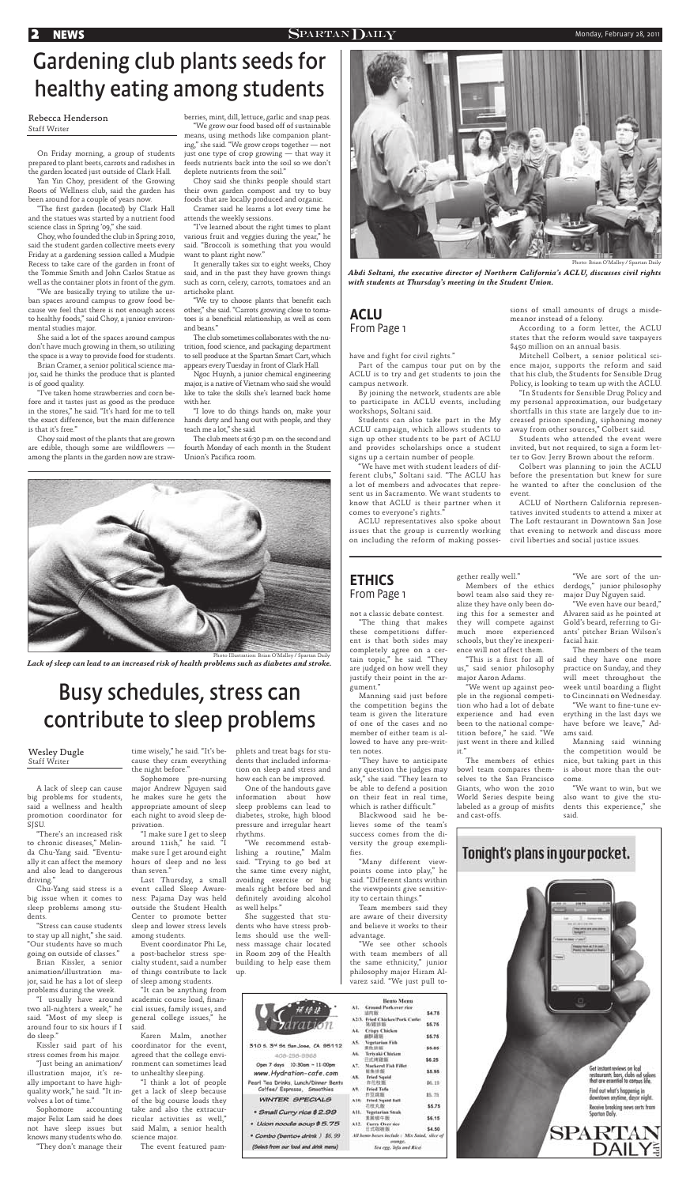# Gardening club plants seeds for healthy eating among students

Rebecca Henderson
Staff Writer

On Friday morning, a group of students prepared to plant beets, carrots and radishes in the garden located just outside of Clark Hall.

Yan Yin Choy, president of the Growing Roots of Wellness club, said the garden has been around for a couple of years now.

"The first garden (located) by Clark Hall and the statues was started by a nutrient food science class in Spring '09," she said.

Choy, who founded the club in Spring 2010, said the student garden collective meets every Friday at a gardening session called a Mudpie Recess to take care of the garden in front of the Tommie Smith and John Carlos Statue as well as the container plots in front of the gym.

"We are basically trying to utilize the urban spaces around campus to grow food because we feel that there is not enough access to healthy foods," said Choy, a junior environmental studies major.

She said a lot of the spaces around campus don't have much growing in them, so utilizing the space is a way to provide food for students.

Brian Cramer, a senior political science major, said he thinks the produce that is planted is of good quality.

"I've taken home strawberries and corn before and it tastes just as good as the produce in the stores," he said. "It's hard for me to tell the exact difference, but the main difference is that it's free."

Choy said most of the plants that are grown are edible, though some are wildflowers — among the plants in the garden now are strawberries, mint, dill, lettuce, garlic and snap peas.

"We grow our food based off of sustainable means, using methods like companion planting," she said. "We grow crops together — not just one type of crop growing — that way it feeds nutrients back into the soil so we don't deplete nutrients from the soil."

Choy said she thinks people should start their own garden compost and try to buy foods that are locally produced and organic.

Cramer said he learns a lot every time he attends the weekly sessions.

"I've learned about the right times to plant various fruit and veggies during the year," he said. "Broccoli is something that you would want to plant right now."

It generally takes six to eight weeks, Choy said, and in the past they have grown things such as corn, celery, carrots, tomatoes and an artichoke plant.

"We try to choose plants that benefit each other," she said. "Carrots growing close to tomatoes is a beneficial relationship, as well as corn and beans."

The club sometimes collaborates with the nutrition, food science, and packaging department to sell produce at the Spartan Smart Cart, which appears every Tuesday in front of Clark Hall.

Ngoc Huynh, a junior chemical engineering major, is a native of Vietnam who said she would like to take the skills she's learned back home with her.

"I love to do things hands on, make your hands dirty and hang out with people, and they teach me a lot," she said.

The club meets at 6:30 p.m. on the second and fourth Monday of each month in the Student Union's Pacifica room.

Photo: Brian O'Malley / Spartan Daily

*Abdi Soltani, the executive director of Northern California's ACLU, discusses civil rights with students at Thursday's meeting in the Student Union.*

## ACLU
From Page 1

have and fight for civil rights."

Part of the campus tour put on by the ACLU is to try and get students to join the campus network.

By joining the network, students are able to participate in ACLU events, including workshops, Soltani said.

Students can also take part in the My ACLU campaign, which allows students to sign up other students to be part of ACLU and provides scholarships once a student signs up a certain number of people.

"We have met with student leaders of different clubs," Soltani said. "The ACLU has a lot of members and advocates that represent us in Sacramento. We want students to know that ACLU is their partner when it comes to everyone's rights."

ACLU representatives also spoke about issues that the group is currently working on including the reform of making possessions of small amounts of drugs a misdemeanor instead of a felony.

According to a form letter, the ACLU states that the reform would save taxpayers $450 million on an annual basis.

Mitchell Colbert, a senior political science major, supports the reform and said that his club, the Students for Sensible Drug Policy, is looking to team up with the ACLU.

"In Students for Sensible Drug Policy and my personal approximation, our budgetary shortfalls in this state are largely due to increased prison spending, siphoning money away from other sources," Colbert said.

Students who attended the event were invited, but not required, to sign a form letter to Gov. Jerry Brown about the reform.

Colbert was planning to join the ACLU before the presentation but knew for sure he wanted to after the conclusion of the event.

ACLU of Northern California representatives invited students to attend a mixer at The Loft restaurant in Downtown San Jose that evening to network and discuss more civil liberties and social justice issues.

Photo Illustration: Brian O'Malley / Spartan Daily

*Lack of sleep can lead to an increased risk of health problems such as diabetes and stroke.*

# Busy schedules, stress can contribute to sleep problems

Wesley Dugle
Staff Writer

A lack of sleep can cause big problems for students, said a wellness and health promotion coordinator for SJSU.

"There's an increased risk to chronic diseases," Melinda Chu-Yang said. "Eventually it can affect the memory and also lead to dangerous driving."

Chu-Yang said stress is a big issue when it comes to sleep problems among students.

"Stress can cause students to stay up all night," she said. "Our students have so much going on outside of classes."

Brian Kissler, a senior animation/illustration major, said he has a lot of sleep problems during the week.

"I usually have around two all-nighters a week," he said. "Most of my sleep is around four to six hours if I do sleep."

Kissler said part of his stress comes from his major.

"Just being an animation/illustration major, it's really important to have high-quality work," he said. "It involves a lot of time."

Sophomore accounting major Felix Lam said he does not have sleep issues but knows many students who do.

"They don't manage their time wisely," he said. "It's because they cram everything the night before."

Sophomore pre-nursing major Andrew Nguyen said he makes sure he gets the appropriate amount of sleep each night to avoid sleep deprivation.

"I make sure I get to sleep around 11ish," he said. "I make sure I get around eight hours of sleep and no less than seven."

Last Thursday, a small event called Sleep Awareness: Pajama Day was held outside the Student Health Center to promote better sleep and lower stress levels among students.

Event coordinator Phi Le, a post-bachelor stress specialty student, said a number of things contribute to lack of sleep among students.

"It can be anything from academic course load, financial issues, family issues, and general college issues," he said.

Karen Malm, another coordinator for the event, agreed that the college environment can sometimes lead to unhealthy sleeping.

"I think a lot of people get a lack of sleep because of the big course loads they take and also the extracurricular activities as well," said Malm, a senior health science major.

The event featured pamphlets and treat bags for students that included information on sleep and stress and how each can be improved.

One of the handouts gave information about how sleep problems can lead to diabetes, stroke, high blood pressure and irregular heart rhythms.

"We recommend establishing a routine," Malm said. "Trying to go to bed at the same time every night, avoiding exercise or big meals right before bed and definitely avoiding alcohol as well helps."

She suggested that students who have stress problems should use the wellness massage chair located in Room 209 of the Health building to help ease them up.

## ETHICS
From Page 1

not a classic debate contest.

"The thing that makes these competitions different is that both sides may completely agree on a certain topic," he said. "They are judged on how well they justify their point in the argument."

Manning said just before the competition begins the team is given the literature of one of the cases and no member of either team is allowed to have any pre-written notes.

"They have to anticipate any question the judges may ask," she said. "They learn to be able to defend a position on their feet in real time, which is rather difficult."

Blackwood said he believes some of the team's success comes from the diversity the group exemplifies.

"Many different viewpoints come into play," he said. "Different slants within the viewpoints give sensitivity to certain things."

Team members said they are aware of their diversity and believe it works to their advantage.

"We see other schools with team members of all the same ethnicity," junior philosophy major Hiram Alvarez said. "We just pull together really well."

Members of the ethics bowl team also said they realize they have only been doing this for a semester and they will compete against much more experienced schools, but they're inexperience will not affect them.

"This is a first for all of us," said senior philosophy major Aaron Adams.

"We went up against people in the regional competition who had a lot of debate experience and had even been to the national competition before," he said. "We just went in there and killed it."

The members of ethics bowl team compares themselves to the San Francisco Giants, who won the 2010 World Series despite being labeled as a group of misfits and cast-offs.

"We are sort of the underdogs," junior philosophy major Duy Nguyen said.

"We even have our beard," Alvarez said as he pointed at Gold's beard, referring to Giants' pitcher Brian Wilson's facial hair.

The members of the team said they have one more practice on Sunday, and they will meet throughout the week until boarding a flight to Cincinnati on Wednesday.

"We want to fine-tune everything in the last days we have before we leave," Adams said.

Manning said winning the competition would be nice, but taking part in this is about more than the outcome.

"We want to win, but we also want to give the students this experience," she said.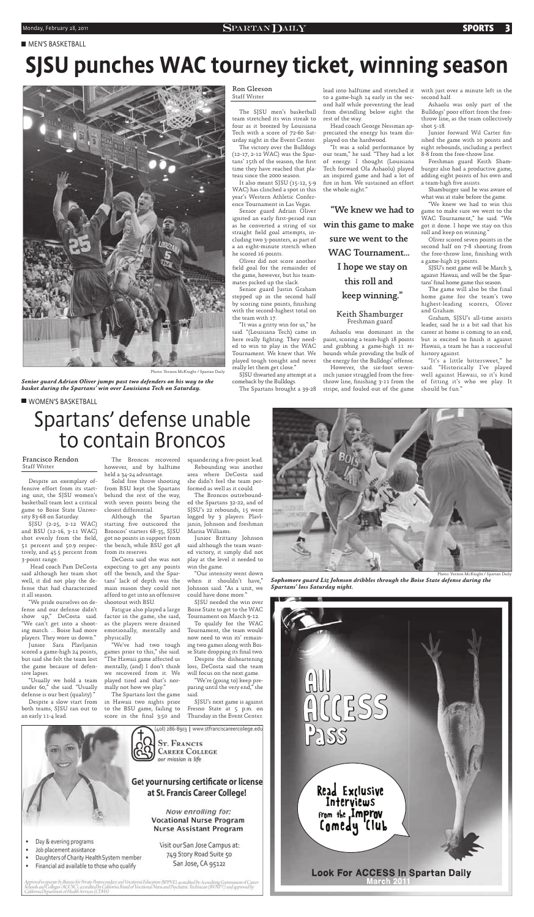MEN'S BASKETBALL

# SJSU punches WAC tourney ticket, winning season

*Senior guard Adrian Oliver jumps past two defenders on his way to the basket during the Spartans' win over Louisiana Tech on Saturday.*

Photo: Vernon McKnight / Spartan Daily

Ron Gleeson
Staff Writer

The SJSU men's basketball team stretched its win streak to four as it breezed by Louisiana Tech with a score of 72-60 Saturday night in the Event Center.

The victory over the Bulldogs (12-17, 2-12 WAC) was the Spartans' 15th of the season, the first time they have reached that plateau since the 2000 season.

It also meant SJSU (15-12, 5-9 WAC) has clinched a spot in this year's Western Athletic Conference Tournament in Las Vegas.

Senior guard Adrian Oliver ignited an early first-period run as he converted a string of six straight field goal attempts, including two 3-pointers, as part of a an eight-minute stretch when he scored 16 points.

Oliver did not score another field goal for the remainder of the game, however, but his teammates picked up the slack.

Senior guard Justin Graham stepped up in the second half by scoring nine points, finishing with the second-highest total on the team with 17.

"It was a gritty win for us," he said. "(Louisiana Tech) came in here really fighting. They needed to win to play in the WAC Tournament. We knew that. We played tough tonight and never really let them get close."

SJSU thwarted any attempt at a comeback by the Bulldogs.

The Spartans brought a 39-28 lead into halftime and stretched it to a game-high 14 early in the second half while preventing the lead from dwindling below eight the rest of the way.

Head coach George Nessman appreciated the energy his team displayed on the hardwood.

"It was a solid performance by our team," he said. "They had a lot of energy. I thought (Louisiana Tech forward Ola Ashaolu) played an inspired game and had a lot of fire in him. We sustained an effort the whole night."

> "We knew we had to win this game to make sure we went to the WAC Tournament... I hope we stay on this roll and keep winning."
>
> Keith Shamburger
> Freshman guard

Ashaolu was dominant in the paint, scoring a team-high 18 points and grabbing a game-high 11 rebounds while providing the bulk of the energy for the Bulldogs' offense.

However, the six-foot seven-inch junior struggled from the free-throw line, finishing 3-11 from the stripe, and fouled out of the game with just over a minute left in the second half.

Ashaolu was only part of the Bulldogs' poor effort from the free-throw line, as the team collectively shot 5-18.

Junior forward Wil Carter finished the game with 10 points and eight rebounds, including a perfect 8-8 from the free-throw line.

Freshman guard Keith Shamburger also had a productive game, adding eight points of his own and a team-high five assists.

Shamburger said he was aware of what was at stake before the game.

"We knew we had to win this game to make sure we went to the WAC Tournament," he said. "We got it done. I hope we stay on this roll and keep on winning."

Oliver scored seven points in the second half on 7-8 shooting from the free-throw line, finishing with a game-high 23 points.

SJSU's next game will be March 3, against Hawaii, and will be the Spartans' final home game this season.

The game will also be the final home game for the team's two highest-leading scorers, Oliver and Graham.

Graham, SJSU's all-time assists leader, said he is a bit sad that his career at home is coming to an end, but is excited to finish it against Hawaii, a team he has a successful history against.

"It's a little bittersweet," he said. "Historically I've played well against Hawaii, so it's kind of fitting it's who we play. It should be fun."

WOMEN'S BASKETBALL

# Spartans' defense unable to contain Broncos

*Sophomore guard Liz Johnson dribbles through the Boise State defense during the Spartans' loss Saturday night.*

Photo: Vernon McKnight / Spartan Daily

Francisco Rendon
Staff Writer

Despite an exemplary offensive effort from its starting unit, the SJSU women's basketball team lost a critical game to Boise State University 83-68 on Saturday.

SJSU (2-25, 2-12 WAC) and BSU (12-16, 3-11 WAC) shot evenly from the field, 51 percent and 50.9 percent respectively, and 45.5 percent from 3-point range.

Head coach Pam DeCosta said although her team shot well, it did not play the defense that had characterized it all season.

"We pride ourselves on defense and our defense didn't show up," DeCosta said. "We can't get into a shooting match. ... Boise had more players. They wore us down."

Junior Sara Plavljanin scored a game-high 24 points, but said she felt the team lost the game because of defensive lapses.

"Usually we hold a team under 60," she said. "Usually defense is our best (quality)."

Despite a slow start from both teams, SJSU ran out to an early 11-4 lead.

The Broncos recovered however, and by halftime held a 34-24 advantage.

Solid free throw shooting from BSU kept the Spartans behind the rest of the way, with seven points being the closest differential.

Although the Spartan starting five outscored the Broncos' starters 68-35, SJSU got no points in support from the bench, while BSU got 48 from its reserves.

DeCosta said she was not expecting to get any points off the bench, and the Spartans' lack of depth was the main reason they could not afford to get into an offensive shootout with BSU.

Fatigue also played a large factor in the game, she said, as the players were drained emotionally, mentally and physically.

"We've had two tough games prior to this," she said. "The Hawaii game affected us mentally, (and) I don't think we recovered from it. We played tired and that's normally not how we play."

The Spartans lost the game in Hawaii two nights prior to the BSU game, failing to score in the final 3:50 and squandering a five-point lead.

Rebounding was another area where DeCosta said she didn't feel the team performed as well as it could.

The Broncos outrebounded the Spartans 32-22, and of SJSU's 22 rebounds, 15 were logged by 3 players: Plavljanin, Johnson and freshman Marisa Williams.

Junior Brittany Johnson said although the team wanted victory, it simply did not play at the level it needed to win the game.

"Our intensity went down when it shouldn't have," Johnson said. "As a unit, we could have done more."

SJSU needed the win over Boise State to get to the WAC Tournament on March 9-12.

To qualify for the WAC Tournament, the team would now need to win its' remaining two games along with Boise State dropping its final two.

Despite the disheartening loss, DeCosta said the team will focus on the next game.

"We're (going to) keep preparing until the very end," she said.

SJSU's next game is against Fresno State at 5 p.m. on Thursday in the Event Center.

---

(408) 286-8903 | www.stfranciscareercollege.edu

St. Francis Career College
our mission is life

**Get your nursing certificate or license at St. Francis Career College!**

*Now enrolling for:*
**Vocational Nurse Program**
**Nurse Assistant Program**

- Day & evening programs
- Job placement assistance
- Daughters of Charity Health System member
- Financial aid available to those who qualify

Visit our San Jose Campus at:
749 Story Road Suite 50
San Jose, CA 95122

*Approval to operate by Bureau for Private Postsecondary and Vocational Education (BPPVE), accredited by Accrediting Commission of Career Schools and Colleges (ACCSC), accredited by California Board of Vocational Nurse and Psychiatric Technician (BVNPT) and approved by California Department of Health Services (CDHS)*

---

All Access Pass

Read Exclusive Interviews from the Improv Comedy Club

**Look For ACCESS In Spartan Daily**
**March 2011**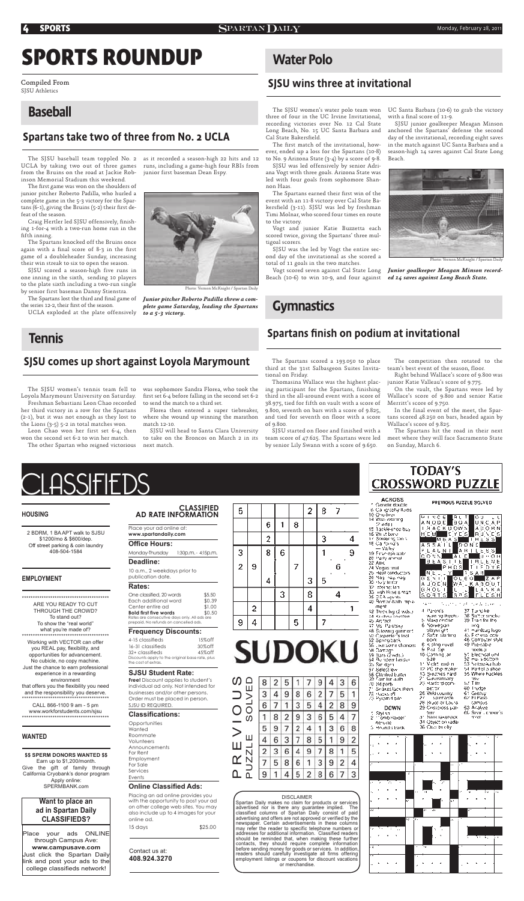# SPORTS ROUNDUP

Compiled From
SJSU Athletics

## Baseball

### Spartans take two of three from No. 2 UCLA

The SJSU baseball team toppled No. 2 UCLA by taking two out of three games from the Bruins on the road at Jackie Robinson Memorial Stadium this weekend.

The first game was won on the shoulders of junior pitcher Roberto Padilla, who hurled a complete game in the 5-3 victory for the Spartans (6-1), giving the Bruins (5-2) their first defeat of the season.

Craig Hertler led SJSU offensively, finishing 1-for-4 with a two-run home run in the fifth inning.

The Spartans knocked off the Bruins once again with a final score of 8-3 in the first game of a doubleheader Sunday, increasing their win streak to six to open the season.

SJSU scored a season-high five runs in one inning in the sixth, sending 10 players to the plate sixth including a two-run single by senior first baseman Danny Stienstra.

The Spartans lost the third and final game of the series 12-2, their first of the season.

UCLA exploded at the plate offensively as it recorded a season-high 22 hits and 12 runs, including a game-high four RBIs from junior first baseman Dean Espy.

Photo: Vernon McKnight / Spartan Daily

*Junior pitcher Roberto Padilla threw a complete game Saturday, leading the Spartans to a 5-3 victory.*

## Water Polo

### SJSU wins three at invitational

The SJSU women's water polo team won three of four in the UC Irvine Invitational, recording victories over No. 12 Cal State Long Beach, No. 15 UC Santa Barbara and Cal State Bakersfield.

The first match of the invitational, however, ended up a loss for the Spartans (10-8) to No. 9 Arizona State (3-4) by a score of 9-8.

SJSU was led offensively by senior Adriana Vogt with three goals. Arizona State was led with four goals from sophomore Shannon Haas.

The Spartans earned their first win of the event with an 11-8 victory over Cal State Bakersfield (3-11). SJSU was led by freshman Timi Molnar, who scored four times en route to the victory.

Vogt and junior Katie Buzzetta each scored twice, giving the Spartans' three multigoal scorers.

SJSU was the led by Vogt the entire second day of the invitational as she scored a total of 11 goals in the two matches.

Vogt scored seven against Cal State Long Beach (10-6) to win 10-9, and four against UC Santa Barbara (10-6) to grab the victory with a final score of 11-9.

SJSU junior goalkeeper Meagan Minson anchored the Spartans' defense the second day of the invitational, recording eight saves in the match against UC Santa Barbara and a season-high 14 saves against Cal State Long Beach.

Photo: Vernon McKnight / Spartan Daily

*Junior goalkeeper Meagan Minson recorded 14 saves against Long Beach State.*

## Tennis

### SJSU comes up short against Loyola Marymount

The SJSU women's tennis team fell to Loyola Marymount University on Saturday.

Freshman Sebastiani Leon Chao recorded her third victory in a row for the Spartans (2-1), but it was not enough as they lost to the Lions (3-5) 5-2 in total matches won.

Leon Chao won her first set 6-4, then won the second set 6-2 to win her match.

The other Spartan who reigned victorious was sophomore Sandra Florea, who took the first set 6-4 before falling in the second set 6-2 to send the match to a third set.

Florea then entered a super tiebreaker, where she wound up winning the marathon match 12-10.

SJSU will head to Santa Clara University to take on the Broncos on March 2 in its next match.

## Gymnastics

### Spartans finish on podium at invitational

The Spartans scored a 193.050 to place third at the 31st Salbasgeon Suites Invitational on Friday.

Thomasina Wallace was the highest placing participant for the Spartans, finishing third in the all-around event with a score of 38.975, tied for fifth on vault with a score of 9.800, seventh on bars with a score of 9.825, and tied for seventh on floor with a score of 9.800.

SJSU started on floor and finished with a team score of 47.625. The Spartans were led by senior Lily Swann with a score of 9.650.

The competition then rotated to the team's best event of the season, floor.

Right behind Wallace's score of 9.800 was junior Katie Valleau's score of 9.775.

On the vault, the Spartans were led by Wallace's score of 9.800 and senior Katie Merritt's score of 9.750.

In the final event of the meet, the Spartans scored 48.250 on bars, headed again by Wallace's score of 9.825.

The Spartans hit the road in their next meet where they will face Sacramento State on Sunday, March 6.

# CLASSIFIEDS

### HOUSING

2 BDRM, 1 BA APT walk to SJSU
$1200/mo & $600/dep.
Off street parking & coin laundry
408-504-1584

### EMPLOYMENT

ARE YOU READY TO CUT THROUGH THE CROWD?
To stand out?
To show the "real world" what you're made of?

Working with VECTOR can offer you REAL pay, flexibility, and opportunities for advancement.
No cubicle, no copy machine.
Just the chance to earn professional experience in a rewarding environment
that offers you the flexibility you need and the responsibility you deserve.

CALL 866-1100 9 am - 5 pm
www.workforstudents.com/sjsu

### WANTED

**$$ SPERM DONORS WANTED $$**
Earn up to $1,200/month.
Give the gift of family through California Cryobank's donor program
Apply online:
SPERMBANK.com

**Want to place an ad in Spartan Daily CLASSIFIEDS?**

Place your ads ONLINE through Campus Ave: **www.campusave.com**
Just click the Spartan Daily link and post your ads to the college classifieds network!

### CLASSIFIED AD RATE INFORMATION

Place your ad online at:
**www.spartandaily.com**

**Office Hours:**
Monday-Thursday 1:30p.m.- 4:15p.m.

**Deadline:**
10 a.m., 2 weekdays prior to publication date.

**Rates:**

| | |
|---|---|
| One classified, 20 words | $5.50 |
| Each additional word | $0.39 |
| Center entire ad | $1.00 |
| **Bold first five words** | $0.50 |

Rates are consecutive days only. All ads are prepaid. No refunds on cancelled ads.

**Frequency Discounts:**

| | |
|---|---|
| 4-15 classifieds | 15%off |
| 16-31 classifieds | 30%off |
| 32+ classifieds | 45%off |

Discounts apply to the original base rate, plus the cost of extras.

**SJSU Student Rate:**
**Free!** Discount applies to student's individual ad only. Not intended for businesses and/or other persons. Order must be placed in person. SJSU ID REQUIRED.

**Classifications:**
Opportunities
Wanted
Roommate
Volunteers
Announcements
For Rent
Employment
For Sale
Services
Events

**Online Classified Ads:**
Placing an ad online provides you with the opportunity to post your ad on other college web sites. You may also include up to 4 images for your online ad.
15 days $25.00

Contact us at:
**408.924.3270**

# SUDOKU

| | | | | | | | | |
|---|---|---|---|---|---|---|---|---|
| 5 | | | | | 2 | 8 | 7 | |
| | | 6 | 1 | 8 | | | | |
| | | 2 | | | | 3 | | 4 |
| 3 | | 8 | 6 | | | 1 | | 9 |
| 2 | 9 | | | 7 | | | 6 | |
| | | 4 | | | 3 | 5 | | |
| | | | 3 | | 8 | | 4 | |
| | 2 | | | | 4 | | | 1 |
| 9 | 4 | | | 5 | | 7 | | |

PREVIOUS PUZZLE SOLVED

| | | | | | | | | |
|---|---|---|---|---|---|---|---|---|
| 8 | 2 | 5 | 1 | 7 | 9 | 4 | 3 | 6 |
| 3 | 4 | 9 | 8 | 6 | 2 | 7 | 5 | 1 |
| 6 | 7 | 1 | 3 | 5 | 4 | 2 | 8 | 9 |
| 1 | 8 | 2 | 9 | 3 | 6 | 5 | 4 | 7 |
| 5 | 9 | 7 | 2 | 4 | 1 | 3 | 6 | 8 |
| 4 | 6 | 3 | 7 | 8 | 5 | 1 | 9 | 2 |
| 2 | 3 | 6 | 4 | 9 | 7 | 8 | 1 | 5 |
| 7 | 5 | 8 | 6 | 1 | 3 | 9 | 2 | 4 |
| 9 | 1 | 4 | 5 | 2 | 8 | 6 | 7 | 3 |

DISCLAIMER
Spartan Daily makes no claim for products or services advertised nor is there any guarantee implied. The classified columns of Spartan Daily consist of paid advertising and offers are not approved or verified by the newspaper. Certain advertisements in these columns may refer the reader to specific telephone numbers or addresses for additional information. Classified readers should be reminded that, when making these further contacts, they should require complete information before sending money for goods or services. In addition, readers should carefully investigate all firms offering employment listings or coupons for discount vacations or merchandise.

# TODAY'S CROSSWORD PUZZLE

**ACROSS**
1 Gender doubt
6 Geography lines
10 One-liner
14 Wiss. warning (2 wds.)
15 Tackle-shop buy
16 Wrist bone
17 Sobering word
18 Calif. ___ Valley
19 Fingertip spot
20 Party animal
22 Attic
24 Vegas rival
26 Heat conductors
28 Nag, nag, nag
30 Hotel terror
32 Inspiration
33 Irish Rose's man
35 CEA agents
40 Roman bath implement
42 Three-legged (2 wds.)
44 Funerary stone
45 Artifact
47 Ms. Paretsky
48 Billowing garment
50 Carpenter's tool
52 Spring back
56 Last-ditch chances
58 Damage
59 Bars (2 wds.)
64 Richard Harden
65 Sin, ogre
67 Select few
68 Chimney stand
69 Tuner for radio
70 Pet parts
71 Shakes (2 wds.)
72 Hacks off
73 Pyramid site

**DOWN**
1 Stylish
2 Lombardo cue
3 Fetch
4 Retiree's reward
5 Parent's warning rhythm
6 Mass media
7 Norwegian playwright
8 Saint starting point
9 Surfing novel
10 Plow, top
11 Camera, car size
12 Violet, nail, n
13 PC chip maker
14 Breathes hard
21 Gastronomy
23 Handcuff, oter
25 Goes sad or Laura
27 Grasscross pat
29 Wildcountry
31 Bank takeback
34 Object on radar
36 Club of city
37 Turnpike
38 Saltier smoke
39 Track and field
41 Handbag logo
43 Fiction of year
46 Computer style
49 Prep-able model
51 Electrical unit
52 Nebraska's bottom
53 Nebraska hub
54 Part of a shoe
55 Where hackles rise
57 Tilts
60 Fudge
61 Glossy
62 El Paso campus
63 Analyze
66 Scott Joplin's from

PREVIOUS PUZZLE SOLVED

| | | | | | | | | | | | | | | |
|---|---|---|---|---|---|---|---|---|---|---|---|---|---|---|
| P | I | N | C | E | | R | L | T | | S | U | L | | |
| A | N | O | D | E | | B | O | A | | U | N | C | A | P |
| T | A | C | K | D | O | W | N | | A | D | O | R | N |
| H | E | M | | S | Y | E | S | | R | U | N | E | S |
| | | | M | B | A | S | | T | H | E | S | E | | |
| A | S | P | A | I | L | | D | O | N | E | | | | |
| P | L | A | N | I | | A | R | I | L | E | S | S | | |
| O | D | S | | A | L | E | | U | R | O | N | | | |
| | | B | E | A | S | T | I | E | | I | R | E | N | E |
| | | | | P | H | O | S | | T | I | E | D | Y | E |
| N | E | | Y | | | | | T | S | A | R | | | |
| R | E | N | T | | O | L | E | O | | Z | A | P | | |
| A | J | O | E | N | | W | A | L | K | A | B | O | U | T |
| G | H | O | U | L | | L | | | L | A | N | K | A | |
| S | O | R | T | S | | S | P | S | | F | L | E | S | H |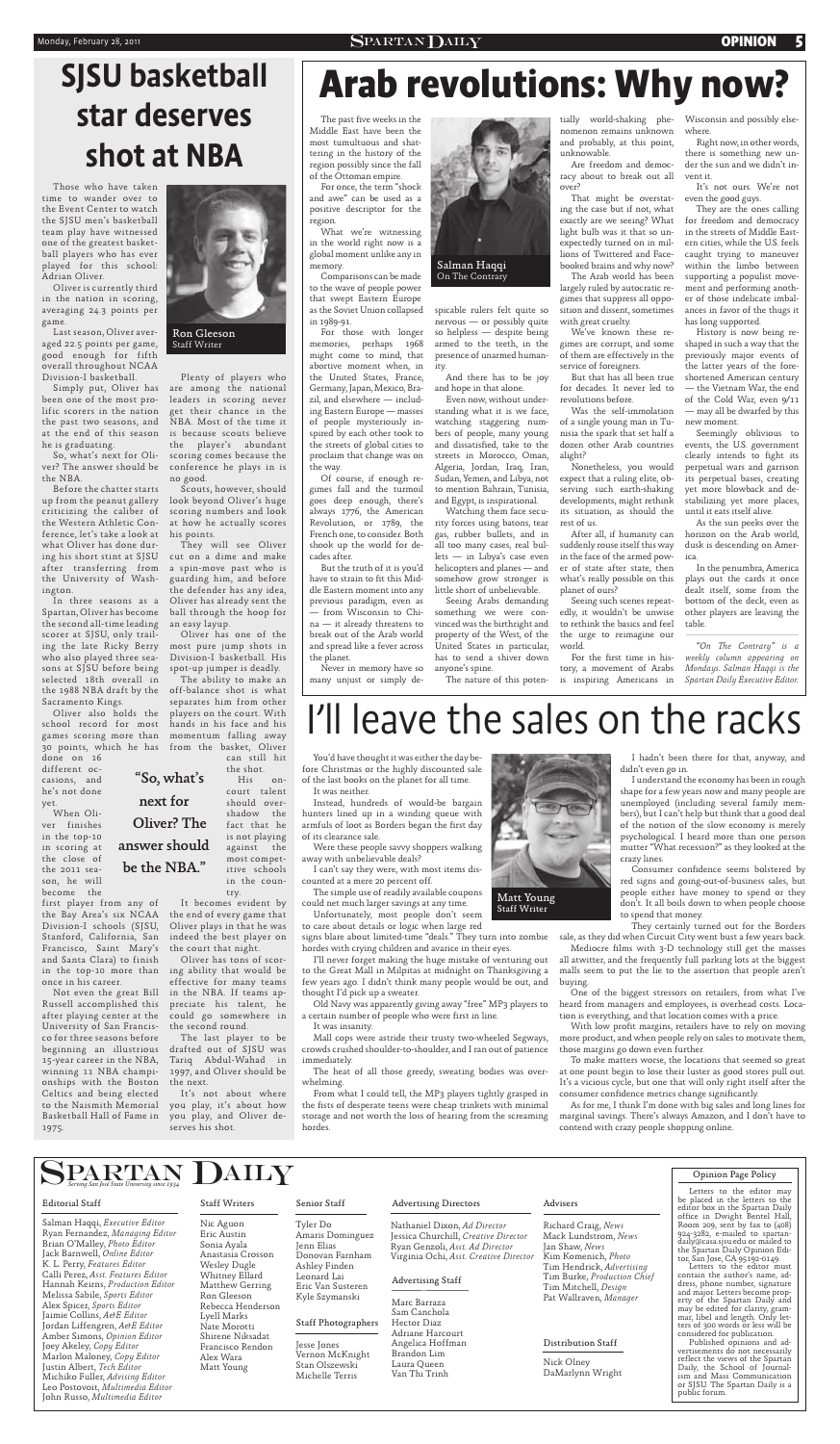# SJSU basketball star deserves shot at NBA

Ron Gleeson
Staff Writer

Those who have taken time to wander over to the Event Center to watch the SJSU men's basketball team play have witnessed one of the greatest basketball players who has ever played for this school: Adrian Oliver.

Oliver is currently third in the nation in scoring, averaging 24.3 points per game.

Last season, Oliver averaged 22.5 points per game, good enough for fifth overall throughout NCAA Division-I basketball.

Simply put, Oliver has been one of the most prolific scorers in the nation the past two seasons, and at the end of this season he is graduating.

So, what's next for Oliver? The answer should be the NBA.

Before the chatter starts up from the peanut gallery criticizing the caliber of the Western Athletic Conference, let's take a look at what Oliver has done during his short stint at SJSU after transferring from the University of Washington.

In three seasons as a Spartan, Oliver has become the second all-time leading scorer at SJSU, only trailing the late Ricky Berry who also played three seasons at SJSU before being selected 18th overall in the 1988 NBA draft by the Sacramento Kings.

Oliver also holds the school record for most games scoring more than 30 points, which he has done on 16 different occasions, and he's not done yet.

When Oliver finishes in the top-10 in scoring at the close of the 2011 season, he will become the first player from any of the Bay Area's six NCAA Division-I schools (SJSU, Stanford, California, San Francisco, Saint Mary's and Santa Clara) to finish in the top-10 more than once in his career.

Not even the great Bill Russell accomplished this after playing center at the University of San Francisco for three seasons before beginning an illustrious 15-year career in the NBA, winning 11 NBA championships with the Boston Celtics and being elected to the Naismith Memorial Basketball Hall of Fame in 1975.

Plenty of players who are among the national leaders in scoring never get their chance in the NBA. Most of the time it is because scouts believe the player's abundant scoring comes because the conference he plays in is no good.

Scouts, however, should look beyond Oliver's huge scoring numbers and look at how he actually scores his points.

They will see Oliver cut on a dime and make a spin-move past who is guarding him, and before the defender has any idea, Oliver has already sent the ball through the hoop for an easy layup.

Oliver has one of the most pure jump shots in Division-I basketball. His spot-up jumper is deadly.

The ability to make an off-balance shot is what separates him from other players on the court. With hands in his face and his momentum falling away from the basket, Oliver can still hit the shot.

> "So, what's next for Oliver? The answer should be the NBA."

His on-court talent should overshadow the fact that he is not playing against the most competitive schools in the country.

It becomes evident by the end of every game that Oliver plays in that he was indeed the best player on the court that night.

Oliver has tons of scoring ability that would be effective for many teams in the NBA. If teams appreciate his talent, he could go somewhere in the second round.

The last player to be drafted out of SJSU was Tariq Abdul-Wahad in 1997, and Oliver should be the next.

It's not about where you play, it's about how you play, and Oliver deserves his shot.

# Arab revolutions: Why now?

Salman Haqqi
On The Contrary

The past five weeks in the Middle East have been the most tumultuous and shattering in the history of the region possibly since the fall of the Ottoman empire.

For once, the term "shock and awe" can be used as a positive descriptor for the region.

What we're witnessing in the world right now is a global moment unlike any in memory.

Comparisons can be made to the wave of people power that swept Eastern Europe as the Soviet Union collapsed in 1989-91.

For those with longer memories, perhaps 1968 might come to mind, that abortive moment when, in the United States, France, Germany, Japan, Mexico, Brazil, and elsewhere — including Eastern Europe — masses of people mysteriously inspired by each other took to the streets of global cities to proclaim that change was on the way.

Of course, if enough regimes fall and the turmoil goes deep enough, there's always 1776, the American Revolution, or 1789, the French one, to consider. Both shook up the world for decades after.

But the truth of it is you'd have to strain to fit this Middle Eastern moment into any previous paradigm, even as — from Wisconsin to China — it already threatens to break out of the Arab world and spread like a fever across the planet.

Never in memory have so many unjust or simply despicable rulers felt quite so nervous — or possibly quite so helpless — despite being armed to the teeth, in the presence of unarmed humanity.

And there has to be joy and hope in that alone.

Even now, without understanding what it is we face, watching staggering numbers of people, many young and dissatisfied, take to the streets in Morocco, Oman, Algeria, Jordan, Iraq, Iran, Sudan, Yemen, and Libya, not to mention Bahrain, Tunisia, and Egypt, is inspirational.

Watching them face security forces using batons, tear gas, rubber bullets, and in all too many cases, real bullets — in Libya's case even helicopters and planes — and somehow grow stronger is little short of unbelievable.

Seeing Arabs demanding something we were convinced was the birthright and property of the West, of the United States in particular, has to send a shiver down anyone's spine.

The nature of this potentially world-shaking phenomenon remains unknown and probably, at this point, unknowable.

Are freedom and democracy about to break out all over?

That might be overstating the case but if not, what exactly are we seeing? What light bulb was it that so unexpectedly turned on in millions of Twittered and Facebooked brains and why now?

The Arab world has been largely ruled by autocratic regimes that suppress all opposition and dissent, sometimes with great cruelty.

We've known these regimes are corrupt, and some of them are effectively in the service of foreigners.

But that has all been true for decades. It never led to revolutions before.

Was the self-immolation of a single young man in Tunisia the spark that set half a dozen other Arab countries alight?

Nonetheless, you would expect that a ruling elite, observing such earth-shaking developments, might rethink its situation, as should the rest of us.

After all, if humanity can suddenly rouse itself this way in the face of the armed power of state after state, then what's really possible on this planet of ours?

Seeing such scenes repeatedly, it wouldn't be unwise to rethink the basics and feel the urge to reimagine our world.

For the first time in history, a movement of Arabs is inspiring Americans in Wisconsin and possibly elsewhere.

Right now, in other words, there is something new under the sun and we didn't invent it.

It's not ours. We're not even the good guys.

They are the ones calling for freedom and democracy in the streets of Middle Eastern cities, while the U.S. feels caught trying to maneuver within the limbo between supporting a populist movement and performing another of those indelicate imbalances in favor of the thugs it has long supported.

History is now being reshaped in such a way that the previously major events of the latter years of the foreshortened American century — the Vietnam War, the end of the Cold War, even 9/11 — may all be dwarfed by this new moment.

Seemingly oblivious to events, the U.S. government clearly intends to fight its perpetual wars and garrison its perpetual bases, creating yet more blowback and destabilizing yet more places, until it eats itself alive.

As the sun peeks over the horizon on the Arab world, dusk is descending on America.

In the penumbra, America plays out the cards it once dealt itself, some from the bottom of the deck, even as other players are leaving the table.

*"On The Contrary" is a weekly column appearing on Mondays. Salman Haqqi is the Spartan Daily Executive Editor.*

# I'll leave the sales on the racks

Matt Young
Staff Writer

You'd have thought it was either the day before Christmas or the highly discounted sale of the last books on the planet for all time.

It was neither.

Instead, hundreds of would-be bargain hunters lined up in a winding queue with armfuls of loot as Borders began the first day of its clearance sale.

Were these people savvy shoppers walking away with unbelievable deals?

I can't say they were, with most items discounted at a mere 20 percent off.

The simple use of readily available coupons could net much larger savings at any time.

Unfortunately, most people don't seem to care about details or logic when large red signs blare about limited-time "deals." They turn into zombie hordes with crying children and avarice in their eyes.

I'll never forget making the huge mistake of venturing out to the Great Mall in Milpitas at midnight on Thanksgiving a few years ago. I didn't think many people would be out, and thought I'd pick up a sweater.

Old Navy was apparently giving away "free" MP3 players to a certain number of people who were first in line.

It was insanity.

Mall cops were astride their trusty two-wheeled Segways, crowds crushed shoulder-to-shoulder, and I ran out of patience immediately.

The heat of all those greedy, sweating bodies was overwhelming.

From what I could tell, the MP3 players tightly grasped in the fists of desperate teens were cheap trinkets with minimal storage and not worth the loss of hearing from the screaming hordes.

I hadn't been there for that, anyway, and didn't even go in.

I understand the economy has been in rough shape for a few years now and many people are unemployed (including several family members), but I can't help but think that a good deal of the notion of the slow economy is merely psychological. I heard more than one person mutter "What recession?" as they looked at the crazy lines.

Consumer confidence seems bolstered by red signs and going-out-of-business sales, but people either have money to spend or they don't. It all boils down to when people choose to spend that money.

They certainly turned out for the Borders sale, as they did when Circuit City went bust a few years back.

Mediocre films with 3-D technology still get the masses all atwitter, and the frequently full parking lots at the biggest malls seem to put the lie to the assertion that people aren't buying.

One of the biggest stressors on retailers, from what I've heard from managers and employees, is overhead costs. Location is everything, and that location comes with a price.

With low profit margins, retailers have to rely on moving more product, and when people rely on sales to motivate them, those margins go down even further.

To make matters worse, the locations that seemed so great at one point begin to lose their luster as good stores pull out. It's a vicious cycle, but one that will only right itself after the consumer confidence metrics change significantly.

As for me, I think I'm done with big sales and long lines for marginal savings. There's always Amazon, and I don't have to contend with crazy people shopping online.

# Spartan Daily

*Serving San José State University since 1934*

### Editorial Staff

Salman Haqqi, *Executive Editor*
Ryan Fernandez, *Managing Editor*
Brian O'Malley, *Photo Editor*
Jack Barnwell, *Online Editor*
K. L. Perry, *Features Editor*
Calli Perez, *Asst. Features Editor*
Hannah Keirns, *Production Editor*
Melissa Sabile, *Sports Editor*
Alex Spicer, *Sports Editor*
Jaimie Collins, *A&E Editor*
Jordan Liffengren, *A&E Editor*
Amber Simons, *Opinion Editor*
Joey Akeley, *Copy Editor*
Marlon Maloney, *Copy Editor*
Justin Albert, *Tech Editor*
Michiko Fuller, *Advising Editor*
Leo Postovoit, *Multimedia Editor*
John Russo, *Multimedia Editor*

### Staff Writers

Nic Aguon
Eric Austin
Sonia Ayala
Anastasia Crosson
Wesley Dugle
Whitney Ellard
Matthew Gerring
Ron Gleeson
Rebecca Henderson
Lyell Marks
Nate Morotti
Shirene Niksadat
Francisco Rendon
Alex Wara
Matt Young

### Senior Staff

Tyler Do
Amaris Dominguez
Jenn Elias
Donovan Farnham
Ashley Finden
Leonard Lai
Eric Van Susteren
Kyle Szymanski

### Staff Photographers

Jesse Jones
Vernon McKnight
Stan Olszewski
Michelle Terris

### Advertising Directors

Nathaniel Dixon, *Ad Director*
Jessica Churchill, *Creative Director*
Ryan Genzoli, *Asst. Ad Director*
Virginia Ochi, *Asst. Creative Director*

### Advertising Staff

Marc Barraza
Sam Canchola
Hector Diaz
Adriane Harcourt
Angelica Hoffman
Brandon Lim
Laura Queen
Van Thi Trinh

### Advisers

Richard Craig, *News*
Mack Lundstrom, *News*
Jan Shaw, *News*
Kim Komenich, *Photo*
Tim Hendrick, *Advertising*
Tim Burke, *Production Chief*
Tim Mitchell, *Design*
Pat Wallraven, *Manager*

### Distribution Staff

Nick Olney
DaMarlynn Wright

### Opinion Page Policy

Letters to the editor may be placed in the letters to the editor box in the Spartan Daily office in Dwight Bentel Hall, Room 209, sent by fax to (408) 924-3282, e-mailed to spartandaily@casa.sjsu.edu or mailed to the Spartan Daily Opinion Editor, San Jose, CA 95192-0149.

Letters to the editor must contain the author's name, address, phone number, signature and major. Letters become property of the Spartan Daily and may be edited for clarity, grammar, libel and length. Only letters of 300 words or less will be considered for publication.

Published opinions and advertisements do not necessarily reflect the views of the Spartan Daily, the School of Journalism and Mass Communication or SJSU. The Spartan Daily is a public forum.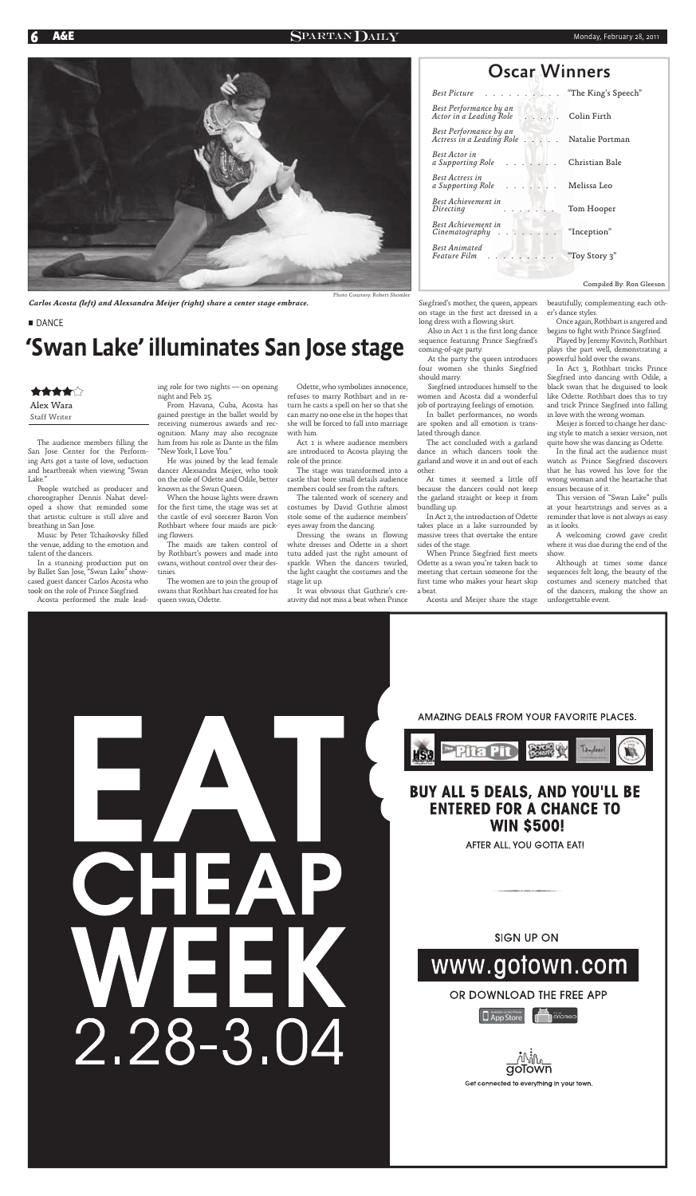Photo Courtesy: Robert Shomler

*Carlos Acosta (left) and Alexsandra Meijer (right) share a center stage embrace.*

## Oscar Winners

| | |
|---|---|
| *Best Picture* | "The King's Speech" |
| *Best Performance by an Actor in a Leading Role* | Colin Firth |
| *Best Performance by an Actress in a Leading Role* | Natalie Portman |
| *Best Actor in a Supporting Role* | Christian Bale |
| *Best Actress in a Supporting Role* | Melissa Leo |
| *Best Achievement in Directing* | Tom Hooper |
| *Best Achievement in Cinematography* | "Inception" |
| *Best Animated Feature Film* | "Toy Story 3" |

Compiled By: Ron Gleeson

DANCE

# 'Swan Lake' illuminates San Jose stage

★★★★☆

Alex Wara
Staff Writer

The audience members filling the San Jose Center for the Performing Arts got a taste of love, seduction and heartbreak when viewing "Swan Lake."

People watched as producer and choreographer Dennis Nahat developed a show that reminded some that artistic culture is still alive and breathing in San Jose.

Music by Peter Tchaikovsky filled the venue, adding to the emotion and talent of the dancers.

In a stunning production put on by Ballet San Jose, "Swan Lake" showcased guest dancer Carlos Acosta who took on the role of Prince Siegfried.

Acosta performed the male leading role for two nights — on opening night and Feb. 25.

From Havana, Cuba, Acosta has gained prestige in the ballet world by receiving numerous awards and recognition. Many may also recognize him from his role as Dante in the film "New York, I Love You."

He was joined by the lead female dancer Alexsandra Meijer, who took on the role of Odette and Odile, better known as the Swan Queen.

When the house lights were drawn for the first time, the stage was set at the castle of evil sorcerer Baron Von Rothbart where four maids are picking flowers.

The maids are taken control of by Rothbart's powers and made into swans, without control over their destinies.

The women are to join the group of swans that Rothbart has created for his queen swan, Odette.

Odette, who symbolizes innocence, refuses to marry Rothbart and in return he casts a spell on her so that she can marry no one else in the hopes that she will be forced to fall into marriage with him.

Act 1 is where audience members are introduced to Acosta playing the role of the prince.

The stage was transformed into a castle that bore small details audience members could see from the rafters.

The talented work of scenery and costumes by David Guthrie almost stole some of the audience members' eyes away from the dancing.

Dressing the swans in flowing white dresses and Odette in a short tutu added just the right amount of sparkle. When the dancers twirled, the light caught the costumes and the stage lit up.

It was obvious that Guthrie's creativity did not miss a beat when Prince Siegfried's mother, the queen, appears on stage in the first act dressed in a long dress with a flowing skirt.

Also in Act 1 is the first long dance sequence featuring Prince Siegfried's coming-of-age party.

At the party the queen introduces four women she thinks Siegfried should marry.

Siegfried introduces himself to the women and Acosta did a wonderful job of portraying feelings of emotion.

In ballet performances, no words are spoken and all emotion is translated through dance.

The act concluded with a garland dance in which dancers took the garland and wove it in and out of each other.

At times it seemed a little off because the dancers could not keep the garland straight or keep it from bundling up.

In Act 2, the introduction of Odette takes place in a lake surrounded by massive trees that overtake the entire sides of the stage.

When Prince Siegfried first meets Odette as a swan you're taken back to meeting that certain someone for the first time who makes your heart skip a beat.

Acosta and Meijer share the stage beautifully, complementing each other's dance styles.

Once again, Rothbart is angered and begins to fight with Prince Siegfried.

Played by Jeremy Kovitch, Rothbart plays the part well, demonstrating a powerful hold over the swans.

In Act 3, Rothbart tricks Prince Siegfried into dancing with Odile, a black swan that he disguised to look like Odette. Rothbart does this to try and trick Prince Siegfried into falling in love with the wrong woman.

Meijer is forced to change her dancing style to match a sexier version, not quite how she was dancing as Odette.

In the final act the audience must watch as Prince Siegfried discovers that he has vowed his love for the wrong woman and the heartache that ensues because of it.

This version of "Swan Lake" pulls at your heartstrings and serves as a reminder that love is not always as easy as it looks.

A welcoming crowd gave credit where it was due during the end of the show.

Although at times some dance sequences felt long, the beauty of the costumes and scenery matched that of the dancers, making the show an unforgettable event.

EAT CHEAP WEEK
2.28-3.04

AMAZING DEALS FROM YOUR FAVORITE PLACES.

BUY ALL 5 DEALS, AND YOU'LL BE ENTERED FOR A CHANCE TO WIN $500!

AFTER ALL, YOU GOTTA EAT!

SIGN UP ON

www.gotown.com

OR DOWNLOAD THE FREE APP

gotown

Get connected to everything in your town.